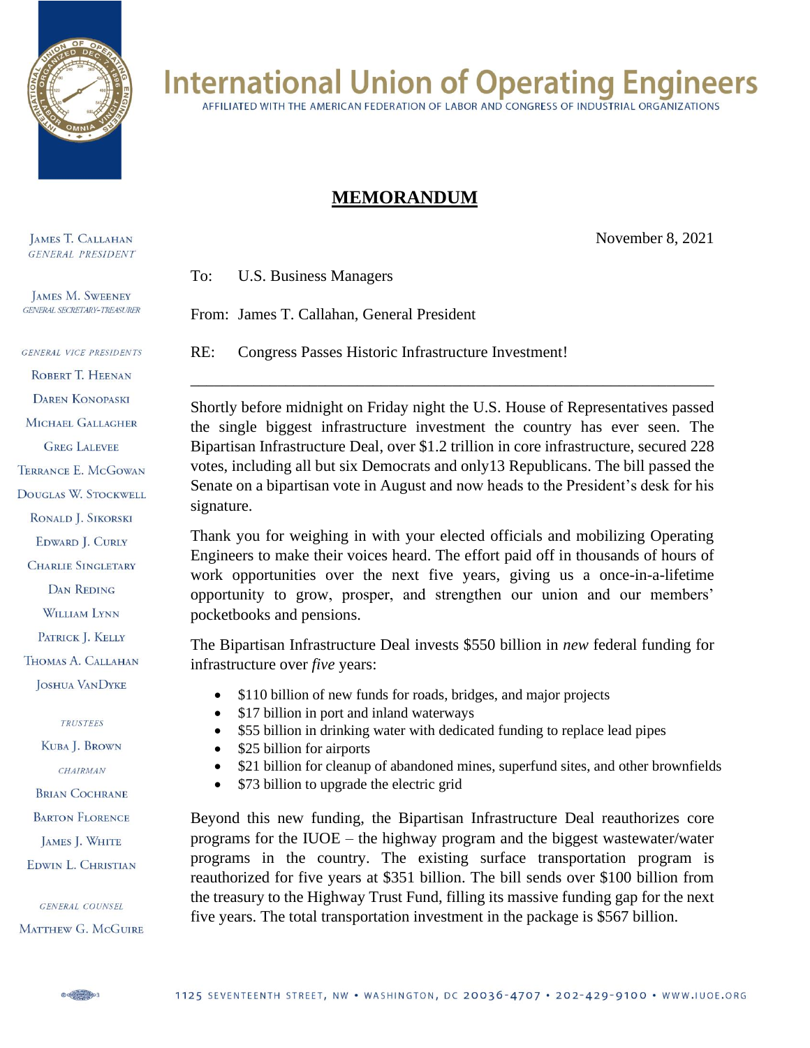# International Union of Operating Engineers

AFFILIATED WITH THE AMERICAN FEDERATION OF LABOR AND CONGRESS OF INDUSTRIAL ORGANIZATIONS

JAMES T. CALLAHAN
*GENERAL PRESIDENT*

JAMES M. SWEENEY
*GENERAL SECRETARY-TREASURER*

*GENERAL VICE PRESIDENTS*

ROBERT T. HEENAN
DAREN KONOPASKI
MICHAEL GALLAGHER
GREG LALEVEE
TERRANCE E. MCGOWAN
DOUGLAS W. STOCKWELL
RONALD J. SIKORSKI
EDWARD J. CURLY
CHARLIE SINGLETARY
DAN REDING
WILLIAM LYNN
PATRICK J. KELLY
THOMAS A. CALLAHAN
JOSHUA VANDYKE

*TRUSTEES*

KUBA J. BROWN
*CHAIRMAN*
BRIAN COCHRANE
BARTON FLORENCE
JAMES J. WHITE
EDWIN L. CHRISTIAN

*GENERAL COUNSEL*

MATTHEW G. MCGUIRE

## MEMORANDUM

November 8, 2021

To: U.S. Business Managers

From: James T. Callahan, General President

RE: Congress Passes Historic Infrastructure Investment!

---

Shortly before midnight on Friday night the U.S. House of Representatives passed the single biggest infrastructure investment the country has ever seen. The Bipartisan Infrastructure Deal, over $1.2 trillion in core infrastructure, secured 228 votes, including all but six Democrats and only13 Republicans. The bill passed the Senate on a bipartisan vote in August and now heads to the President's desk for his signature.

Thank you for weighing in with your elected officials and mobilizing Operating Engineers to make their voices heard. The effort paid off in thousands of hours of work opportunities over the next five years, giving us a once-in-a-lifetime opportunity to grow, prosper, and strengthen our union and our members' pocketbooks and pensions.

The Bipartisan Infrastructure Deal invests $550 billion in *new* federal funding for infrastructure over *five* years:

- $110 billion of new funds for roads, bridges, and major projects
- $17 billion in port and inland waterways
- $55 billion in drinking water with dedicated funding to replace lead pipes
- $25 billion for airports
- $21 billion for cleanup of abandoned mines, superfund sites, and other brownfields
- $73 billion to upgrade the electric grid

Beyond this new funding, the Bipartisan Infrastructure Deal reauthorizes core programs for the IUOE – the highway program and the biggest wastewater/water programs in the country. The existing surface transportation program is reauthorized for five years at $351 billion. The bill sends over $100 billion from the treasury to the Highway Trust Fund, filling its massive funding gap for the next five years. The total transportation investment in the package is $567 billion.

1125 SEVENTEENTH STREET, NW • WASHINGTON, DC 20036-4707 • 202-429-9100 • WWW.IUOE.ORG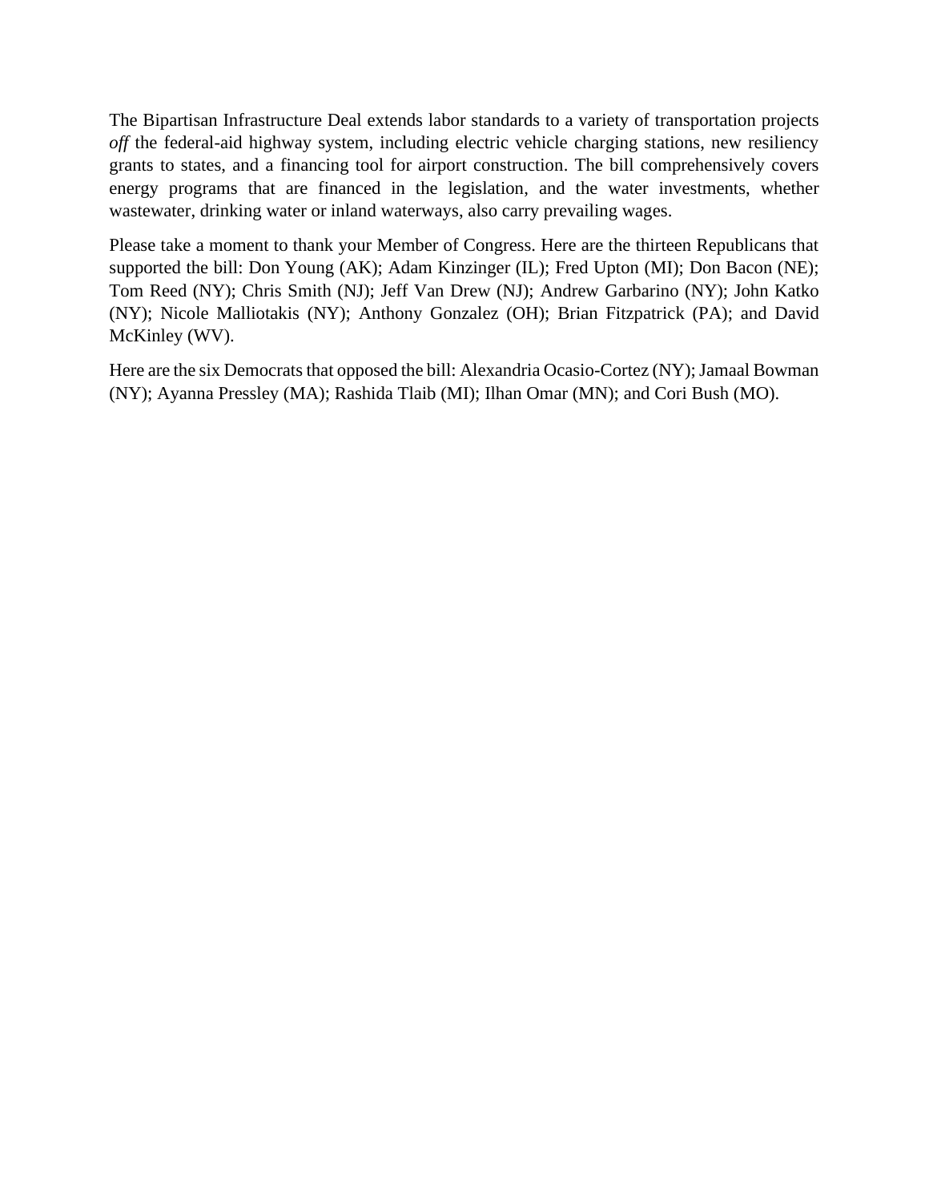The Bipartisan Infrastructure Deal extends labor standards to a variety of transportation projects *off* the federal-aid highway system, including electric vehicle charging stations, new resiliency grants to states, and a financing tool for airport construction. The bill comprehensively covers energy programs that are financed in the legislation, and the water investments, whether wastewater, drinking water or inland waterways, also carry prevailing wages.

Please take a moment to thank your Member of Congress. Here are the thirteen Republicans that supported the bill: Don Young (AK); Adam Kinzinger (IL); Fred Upton (MI); Don Bacon (NE); Tom Reed (NY); Chris Smith (NJ); Jeff Van Drew (NJ); Andrew Garbarino (NY); John Katko (NY); Nicole Malliotakis (NY); Anthony Gonzalez (OH); Brian Fitzpatrick (PA); and David McKinley (WV).

Here are the six Democrats that opposed the bill: Alexandria Ocasio-Cortez (NY); Jamaal Bowman (NY); Ayanna Pressley (MA); Rashida Tlaib (MI); Ilhan Omar (MN); and Cori Bush (MO).